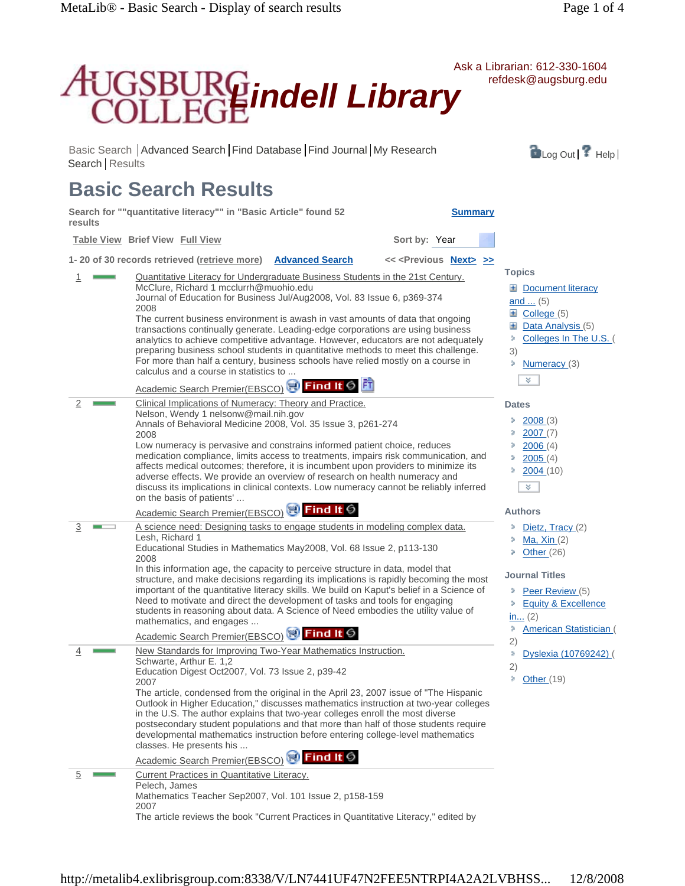AUGSBURG COLLEGE **Lindell Library**

Ask a Librarian: 612-330-1604
refdesk@augsburg.edu

Basic Search | Advanced Search | Find Database | Find Journal | My Research Search | Results

Log Out | Help |

# Basic Search Results

**Search for ""quantitative literacy"" in "Basic Article" found 52 results**

**Summary**

Table View  Brief View  Full View

Sort by: Year

1- 20 of 30 records retrieved (retrieve more)  Advanced Search  << <Previous  Next>  >>

1. Quantitative Literacy for Undergraduate Business Students in the 21st Century.
McClure, Richard 1 mcclurrh@muohio.edu
Journal of Education for Business Jul/Aug2008, Vol. 83 Issue 6, p369-374
2008
The current business environment is awash in vast amounts of data that ongoing transactions continually generate. Leading-edge corporations are using business analytics to achieve competitive advantage. However, educators are not adequately preparing business school students in quantitative methods to meet this challenge. For more than half a century, business schools have relied mostly on a course in calculus and a course in statistics to ...
Academic Search Premier(EBSCO) Find It

2. Clinical Implications of Numeracy: Theory and Practice.
Nelson, Wendy 1 nelsonw@mail.nih.gov
Annals of Behavioral Medicine 2008, Vol. 35 Issue 3, p261-274
2008
Low numeracy is pervasive and constrains informed patient choice, reduces medication compliance, limits access to treatments, impairs risk communication, and affects medical outcomes; therefore, it is incumbent upon providers to minimize its adverse effects. We provide an overview of research on health numeracy and discuss its implications in clinical contexts. Low numeracy cannot be reliably inferred on the basis of patients' ...
Academic Search Premier(EBSCO) Find It

3. A science need: Designing tasks to engage students in modeling complex data.
Lesh, Richard 1
Educational Studies in Mathematics May2008, Vol. 68 Issue 2, p113-130
2008
In this information age, the capacity to perceive structure in data, model that structure, and make decisions regarding its implications is rapidly becoming the most important of the quantitative literacy skills. We build on Kaput's belief in a Science of Need to motivate and direct the development of tasks and tools for engaging students in reasoning about data. A Science of Need embodies the utility value of mathematics, and engages ...
Academic Search Premier(EBSCO) Find It

4. New Standards for Improving Two-Year Mathematics Instruction.
Schwarte, Arthur E. 1,2
Education Digest Oct2007, Vol. 73 Issue 2, p39-42
2007
The article, condensed from the original in the April 23, 2007 issue of "The Hispanic Outlook in Higher Education," discusses mathematics instruction at two-year colleges in the U.S. The author explains that two-year colleges enroll the most diverse postsecondary student populations and that more than half of those students require developmental mathematics instruction before entering college-level mathematics classes. He presents his ...
Academic Search Premier(EBSCO) Find It

5. Current Practices in Quantitative Literacy.
Pelech, James
Mathematics Teacher Sep2007, Vol. 101 Issue 2, p158-159
2007
The article reviews the book "Current Practices in Quantitative Literacy," edited by

**Topics**

- Document literacy and ... (5)
- College (5)
- Data Analysis (5)
- Colleges In The U.S. (3)
- Numeracy (3)

**Dates**

- 2008 (3)
- 2007 (7)
- 2006 (4)
- 2005 (4)
- 2004 (10)

**Authors**

- Dietz, Tracy (2)
- Ma, Xin (2)
- Other (26)

**Journal Titles**

- Peer Review (5)
- Equity & Excellence in... (2)
- American Statistician (2)
- Dyslexia (10769242) (2)
- Other (19)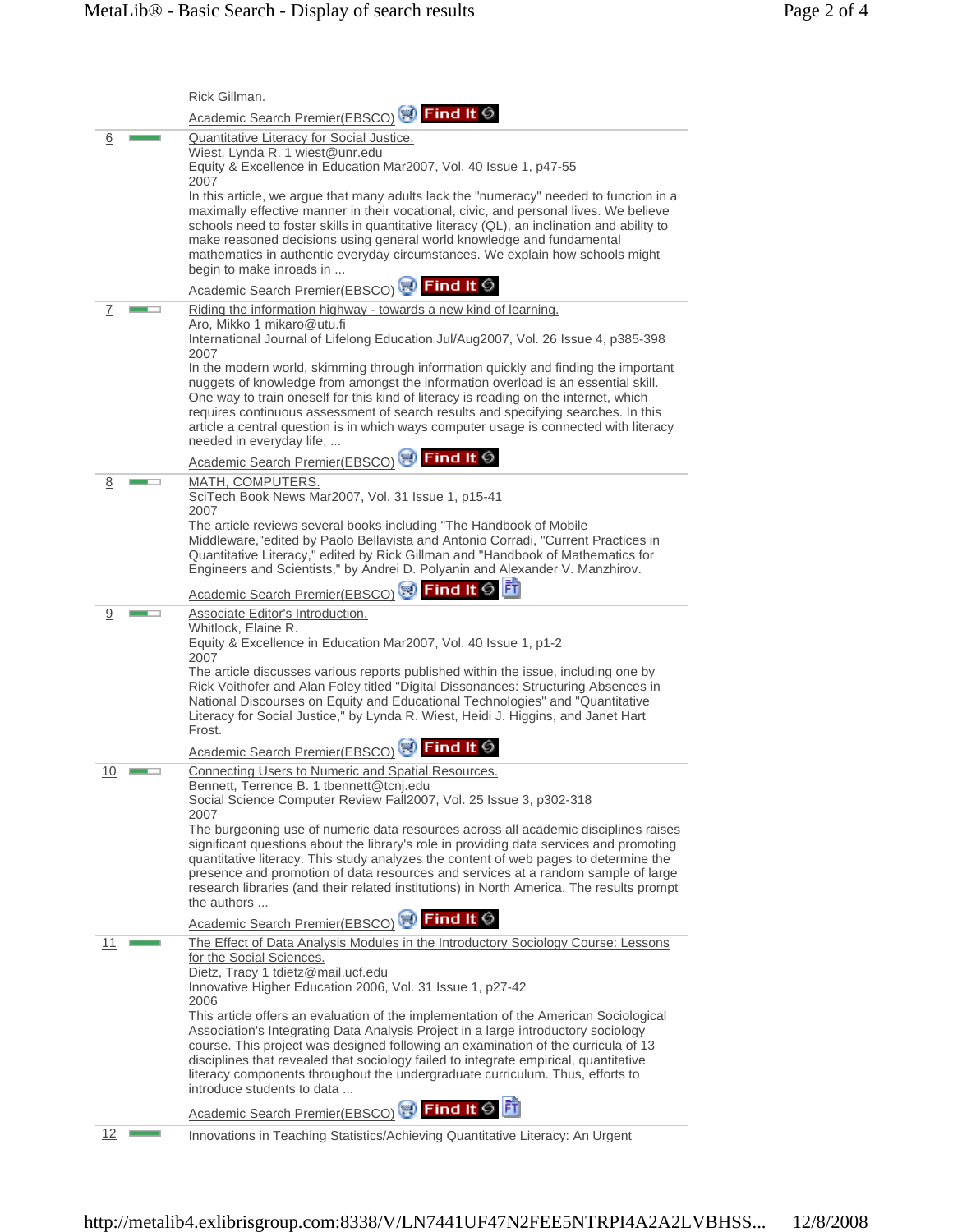Rick Gillman.

Academic Search Premier(EBSCO) Find It

6 Quantitative Literacy for Social Justice.
Wiest, Lynda R. 1 wiest@unr.edu
Equity & Excellence in Education Mar2007, Vol. 40 Issue 1, p47-55
2007
In this article, we argue that many adults lack the "numeracy" needed to function in a maximally effective manner in their vocational, civic, and personal lives. We believe schools need to foster skills in quantitative literacy (QL), an inclination and ability to make reasoned decisions using general world knowledge and fundamental mathematics in authentic everyday circumstances. We explain how schools might begin to make inroads in ...

Academic Search Premier(EBSCO) Find It

7 Riding the information highway - towards a new kind of learning.
Aro, Mikko 1 mikaro@utu.fi
International Journal of Lifelong Education Jul/Aug2007, Vol. 26 Issue 4, p385-398
2007
In the modern world, skimming through information quickly and finding the important nuggets of knowledge from amongst the information overload is an essential skill. One way to train oneself for this kind of literacy is reading on the internet, which requires continuous assessment of search results and specifying searches. In this article a central question is in which ways computer usage is connected with literacy needed in everyday life, ...

Academic Search Premier(EBSCO) Find It

8 MATH, COMPUTERS.
SciTech Book News Mar2007, Vol. 31 Issue 1, p15-41
2007
The article reviews several books including "The Handbook of Mobile Middleware,"edited by Paolo Bellavista and Antonio Corradi, "Current Practices in Quantitative Literacy," edited by Rick Gillman and "Handbook of Mathematics for Engineers and Scientists," by Andrei D. Polyanin and Alexander V. Manzhirov.

Academic Search Premier(EBSCO) Find It

9 Associate Editor's Introduction.
Whitlock, Elaine R.
Equity & Excellence in Education Mar2007, Vol. 40 Issue 1, p1-2
2007
The article discusses various reports published within the issue, including one by Rick Voithofer and Alan Foley titled "Digital Dissonances: Structuring Absences in National Discourses on Equity and Educational Technologies" and "Quantitative Literacy for Social Justice," by Lynda R. Wiest, Heidi J. Higgins, and Janet Hart Frost.

Academic Search Premier(EBSCO) Find It

10 Connecting Users to Numeric and Spatial Resources.
Bennett, Terrence B. 1 tbennett@tcnj.edu
Social Science Computer Review Fall2007, Vol. 25 Issue 3, p302-318
2007
The burgeoning use of numeric data resources across all academic disciplines raises significant questions about the library's role in providing data services and promoting quantitative literacy. This study analyzes the content of web pages to determine the presence and promotion of data resources and services at a random sample of large research libraries (and their related institutions) in North America. The results prompt the authors ...

Academic Search Premier(EBSCO) Find It

11 The Effect of Data Analysis Modules in the Introductory Sociology Course: Lessons for the Social Sciences.
Dietz, Tracy 1 tdietz@mail.ucf.edu
Innovative Higher Education 2006, Vol. 31 Issue 1, p27-42
2006
This article offers an evaluation of the implementation of the American Sociological Association's Integrating Data Analysis Project in a large introductory sociology course. This project was designed following an examination of the curricula of 13 disciplines that revealed that sociology failed to integrate empirical, quantitative literacy components throughout the undergraduate curriculum. Thus, efforts to introduce students to data ...

Academic Search Premier(EBSCO) Find It

12 Innovations in Teaching Statistics/Achieving Quantitative Literacy: An Urgent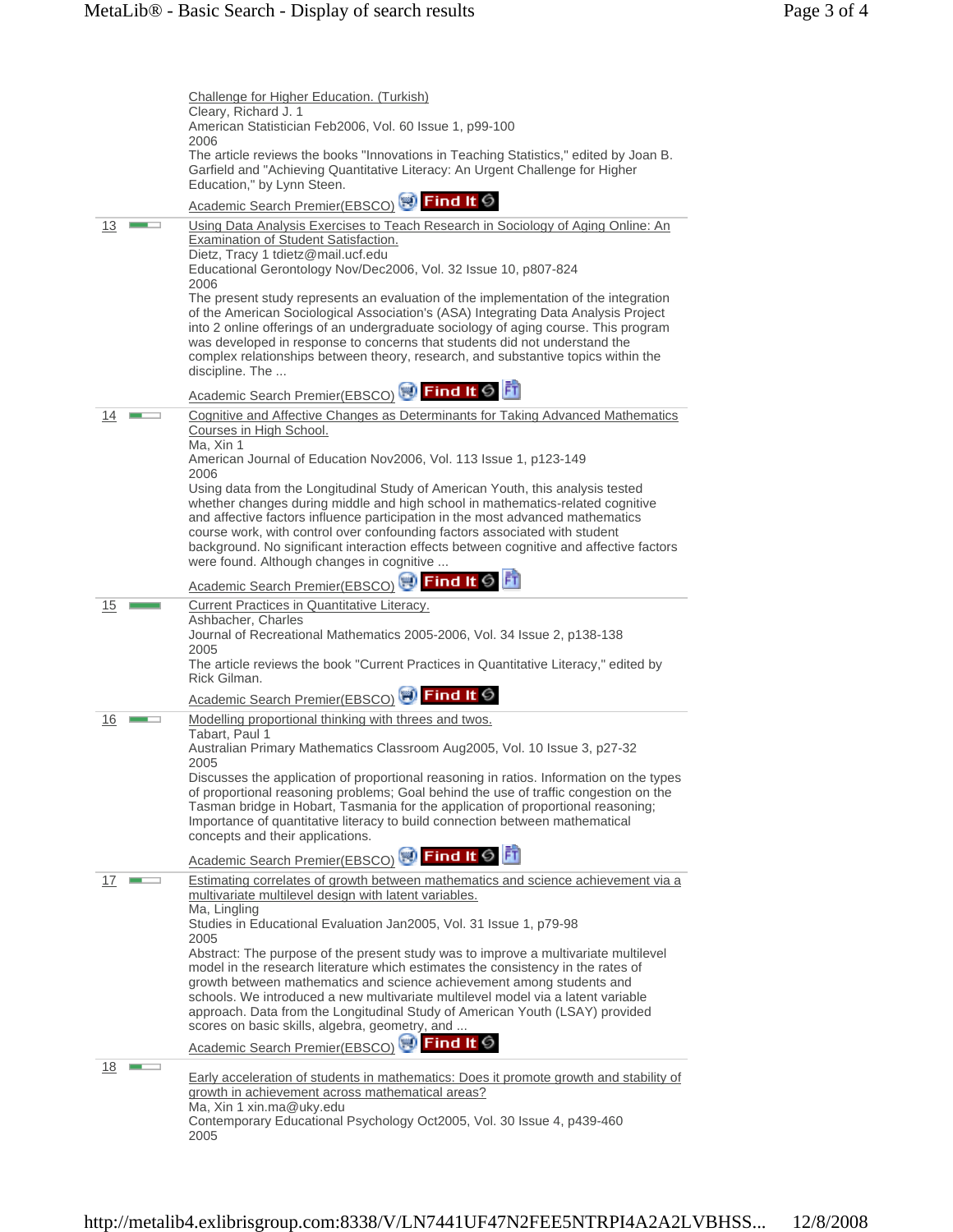Challenge for Higher Education. (Turkish)
Cleary, Richard J. 1
American Statistician Feb2006, Vol. 60 Issue 1, p99-100
2006
The article reviews the books "Innovations in Teaching Statistics," edited by Joan B. Garfield and "Achieving Quantitative Literacy: An Urgent Challenge for Higher Education," by Lynn Steen.
Academic Search Premier(EBSCO) Find It

---

**13**

Using Data Analysis Exercises to Teach Research in Sociology of Aging Online: An Examination of Student Satisfaction.
Dietz, Tracy 1 tdietz@mail.ucf.edu
Educational Gerontology Nov/Dec2006, Vol. 32 Issue 10, p807-824
2006
The present study represents an evaluation of the implementation of the integration of the American Sociological Association's (ASA) Integrating Data Analysis Project into 2 online offerings of an undergraduate sociology of aging course. This program was developed in response to concerns that students did not understand the complex relationships between theory, research, and substantive topics within the discipline. The ...
Academic Search Premier(EBSCO) Find It FT

---

**14**

Cognitive and Affective Changes as Determinants for Taking Advanced Mathematics Courses in High School.
Ma, Xin 1
American Journal of Education Nov2006, Vol. 113 Issue 1, p123-149
2006
Using data from the Longitudinal Study of American Youth, this analysis tested whether changes during middle and high school in mathematics-related cognitive and affective factors influence participation in the most advanced mathematics course work, with control over confounding factors associated with student background. No significant interaction effects between cognitive and affective factors were found. Although changes in cognitive ...
Academic Search Premier(EBSCO) Find It FT

---

**15**

Current Practices in Quantitative Literacy.
Ashbacher, Charles
Journal of Recreational Mathematics 2005-2006, Vol. 34 Issue 2, p138-138
2005
The article reviews the book "Current Practices in Quantitative Literacy," edited by Rick Gilman.
Academic Search Premier(EBSCO) Find It

---

**16**

Modelling proportional thinking with threes and twos.
Tabart, Paul 1
Australian Primary Mathematics Classroom Aug2005, Vol. 10 Issue 3, p27-32
2005
Discusses the application of proportional reasoning in ratios. Information on the types of proportional reasoning problems; Goal behind the use of traffic congestion on the Tasman bridge in Hobart, Tasmania for the application of proportional reasoning; Importance of quantitative literacy to build connection between mathematical concepts and their applications.
Academic Search Premier(EBSCO) Find It FT

---

**17**

Estimating correlates of growth between mathematics and science achievement via a multivariate multilevel design with latent variables.
Ma, Lingling
Studies in Educational Evaluation Jan2005, Vol. 31 Issue 1, p79-98
2005
Abstract: The purpose of the present study was to improve a multivariate multilevel model in the research literature which estimates the consistency in the rates of growth between mathematics and science achievement among students and schools. We introduced a new multivariate multilevel model via a latent variable approach. Data from the Longitudinal Study of American Youth (LSAY) provided scores on basic skills, algebra, geometry, and ...
Academic Search Premier(EBSCO) Find It

---

**18**

Early acceleration of students in mathematics: Does it promote growth and stability of growth in achievement across mathematical areas?
Ma, Xin 1 xin.ma@uky.edu
Contemporary Educational Psychology Oct2005, Vol. 30 Issue 4, p439-460
2005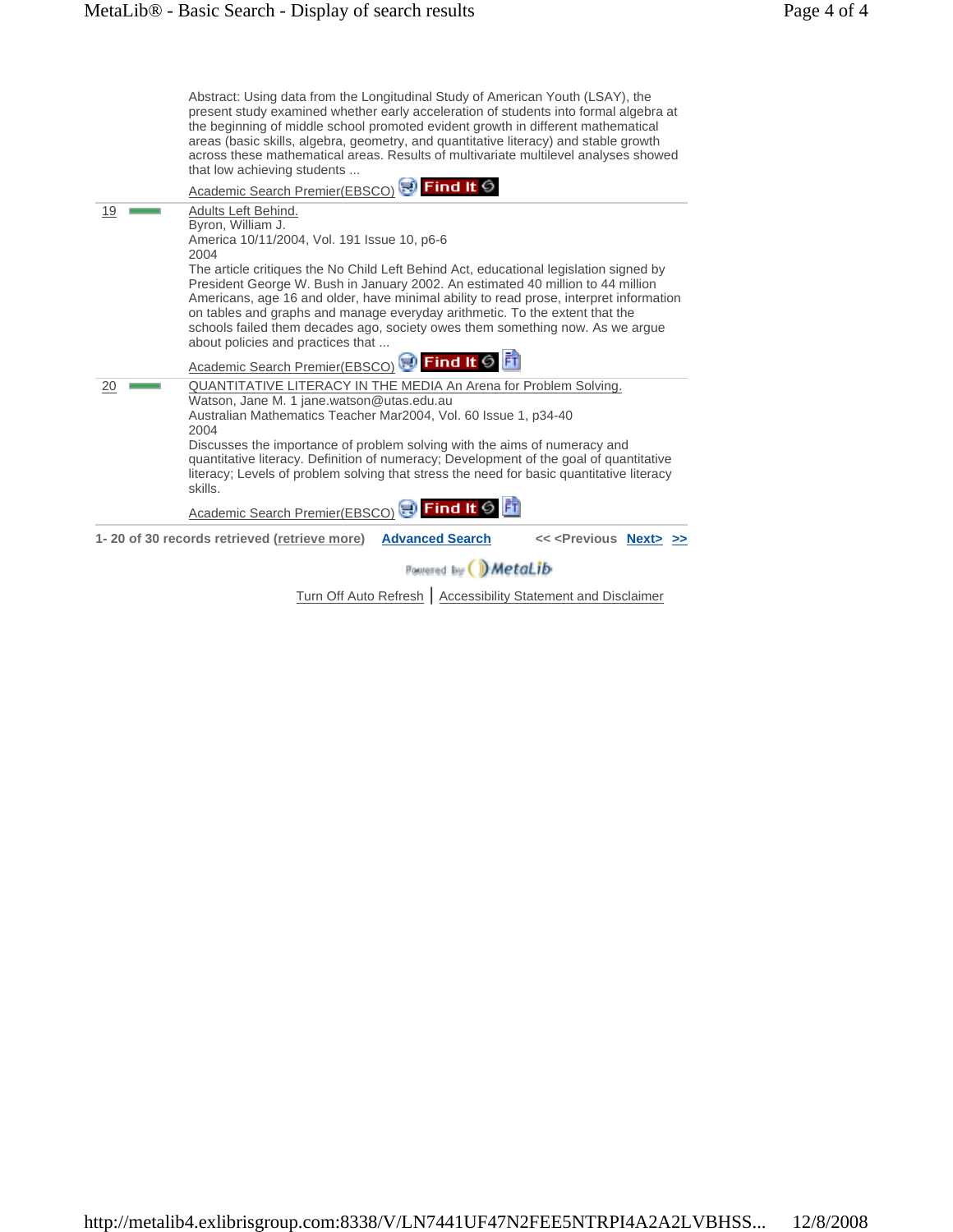Abstract: Using data from the Longitudinal Study of American Youth (LSAY), the present study examined whether early acceleration of students into formal algebra at the beginning of middle school promoted evident growth in different mathematical areas (basic skills, algebra, geometry, and quantitative literacy) and stable growth across these mathematical areas. Results of multivariate multilevel analyses showed that low achieving students ...

Academic Search Premier(EBSCO) Find It

19 Adults Left Behind.
Byron, William J.
America 10/11/2004, Vol. 191 Issue 10, p6-6
2004
The article critiques the No Child Left Behind Act, educational legislation signed by President George W. Bush in January 2002. An estimated 40 million to 44 million Americans, age 16 and older, have minimal ability to read prose, interpret information on tables and graphs and manage everyday arithmetic. To the extent that the schools failed them decades ago, society owes them something now. As we argue about policies and practices that ...

Academic Search Premier(EBSCO) Find It FT

20 QUANTITATIVE LITERACY IN THE MEDIA An Arena for Problem Solving.
Watson, Jane M. 1 jane.watson@utas.edu.au
Australian Mathematics Teacher Mar2004, Vol. 60 Issue 1, p34-40
2004
Discusses the importance of problem solving with the aims of numeracy and quantitative literacy. Definition of numeracy; Development of the goal of quantitative literacy; Levels of problem solving that stress the need for basic quantitative literacy skills.

Academic Search Premier(EBSCO) Find It FT

**1- 20 of 30 records retrieved (retrieve more)** **Advanced Search** **<< <Previous** **Next>** **>>**

Powered by MetaLib

Turn Off Auto Refresh | Accessibility Statement and Disclaimer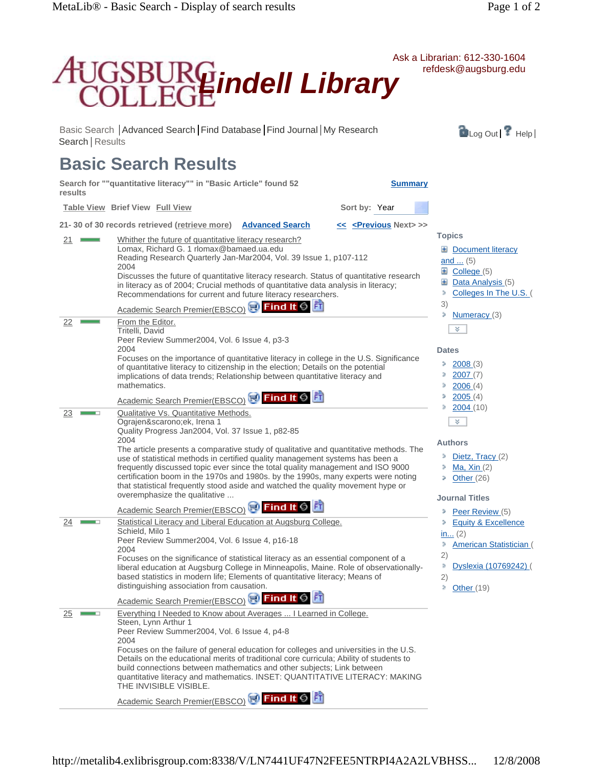Augsburg College Lindell Library

Ask a Librarian: 612-330-1604
refdesk@augsburg.edu

Basic Search | Advanced Search | Find Database | Find Journal | My Research | Search | Results

Log Out | Help |

# Basic Search Results

**Search for ""quantitative literacy"" in "Basic Article" found 52 results**

**Summary**

Table View  Brief View  Full View

Sort by: Year

**21- 30 of 30 records retrieved (retrieve more)**  **Advanced Search**  << <Previous Next> >>

21
Whither the future of quantitative literacy research?
Lomax, Richard G. 1 rlomax@bamaed.ua.edu
Reading Research Quarterly Jan-Mar2004, Vol. 39 Issue 1, p107-112
2004
Discusses the future of quantitative literacy research. Status of quantitative research in literacy as of 2004; Crucial methods of quantitative data analysis in literacy; Recommendations for current and future literacy researchers.
Academic Search Premier(EBSCO) Find It

---

22
From the Editor.
Tritelli, David
Peer Review Summer2004, Vol. 6 Issue 4, p3-3
2004
Focuses on the importance of quantitative literacy in college in the U.S. Significance of quantitative literacy to citizenship in the election; Details on the potential implications of data trends; Relationship between quantitative literacy and mathematics.
Academic Search Premier(EBSCO) Find It

---

23
Qualitative Vs. Quantitative Methods.
Ograjen&scarono;ek, Irena 1
Quality Progress Jan2004, Vol. 37 Issue 1, p82-85
2004
The article presents a comparative study of qualitative and quantitative methods. The use of statistical methods in certified quality management systems has been a frequently discussed topic ever since the total quality management and ISO 9000 certification boom in the 1970s and 1980s. by the 1990s, many experts were noting that statistical frequently stood aside and watched the quality movement hype or overemphasize the qualitative ...
Academic Search Premier(EBSCO) Find It

---

24
Statistical Literacy and Liberal Education at Augsburg College.
Schield, Milo 1
Peer Review Summer2004, Vol. 6 Issue 4, p16-18
2004
Focuses on the significance of statistical literacy as an essential component of a liberal education at Augsburg College in Minneapolis, Maine. Role of observationally-based statistics in modern life; Elements of quantitative literacy; Means of distinguishing association from causation.
Academic Search Premier(EBSCO) Find It

---

25
Everything I Needed to Know about Averages ... I Learned in College.
Steen, Lynn Arthur 1
Peer Review Summer2004, Vol. 6 Issue 4, p4-8
2004
Focuses on the failure of general education for colleges and universities in the U.S. Details on the educational merits of traditional core curricula; Ability of students to build connections between mathematics and other subjects; Link between quantitative literacy and mathematics. INSET: QUANTITATIVE LITERACY: MAKING THE INVISIBLE VISIBLE.
Academic Search Premier(EBSCO) Find It

---

**Topics**
- Document literacy and ... (5)
- College (5)
- Data Analysis (5)
- Colleges In The U.S. (3)
- Numeracy (3)

**Dates**
- 2008 (3)
- 2007 (7)
- 2006 (4)
- 2005 (4)
- 2004 (10)

**Authors**
- Dietz, Tracy (2)
- Ma, Xin (2)
- Other (26)

**Journal Titles**
- Peer Review (5)
- Equity & Excellence in... (2)
- American Statistician (2)
- Dyslexia (10769242) (2)
- Other (19)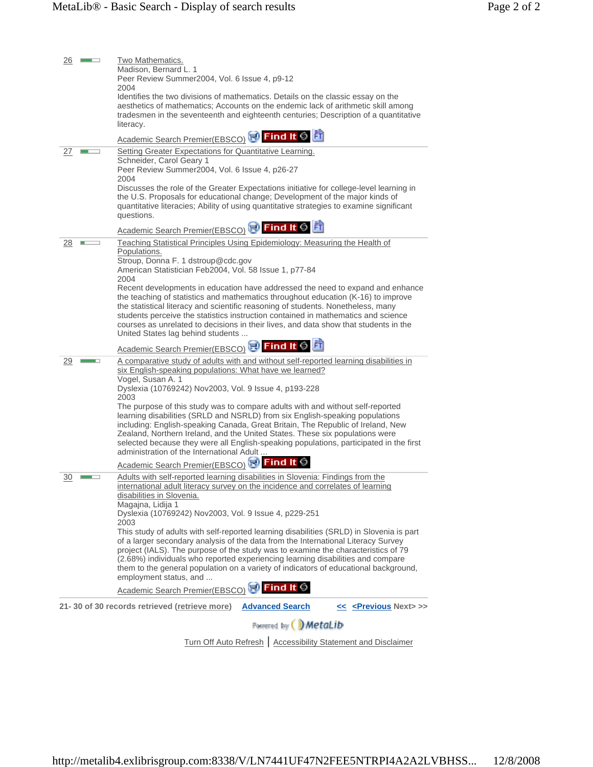26 Two Mathematics.
Madison, Bernard L. 1
Peer Review Summer2004, Vol. 6 Issue 4, p9-12
2004
Identifies the two divisions of mathematics. Details on the classic essay on the aesthetics of mathematics; Accounts on the endemic lack of arithmetic skill among tradesmen in the seventeenth and eighteenth centuries; Description of a quantitative literacy.

Academic Search Premier(EBSCO) Find It

---

27 Setting Greater Expectations for Quantitative Learning.
Schneider, Carol Geary 1
Peer Review Summer2004, Vol. 6 Issue 4, p26-27
2004
Discusses the role of the Greater Expectations initiative for college-level learning in the U.S. Proposals for educational change; Development of the major kinds of quantitative literacies; Ability of using quantitative strategies to examine significant questions.

Academic Search Premier(EBSCO) Find It

---

28 Teaching Statistical Principles Using Epidemiology: Measuring the Health of Populations.
Stroup, Donna F. 1 dstroup@cdc.gov
American Statistician Feb2004, Vol. 58 Issue 1, p77-84
2004
Recent developments in education have addressed the need to expand and enhance the teaching of statistics and mathematics throughout education (K-16) to improve the statistical literacy and scientific reasoning of students. Nonetheless, many students perceive the statistics instruction contained in mathematics and science courses as unrelated to decisions in their lives, and data show that students in the United States lag behind students ...

Academic Search Premier(EBSCO) Find It

---

29 A comparative study of adults with and without self-reported learning disabilities in six English-speaking populations: What have we learned?
Vogel, Susan A. 1
Dyslexia (10769242) Nov2003, Vol. 9 Issue 4, p193-228
2003
The purpose of this study was to compare adults with and without self-reported learning disabilities (SRLD and NSRLD) from six English-speaking populations including: English-speaking Canada, Great Britain, The Republic of Ireland, New Zealand, Northern Ireland, and the United States. These six populations were selected because they were all English-speaking populations, participated in the first administration of the International Adult ...

Academic Search Premier(EBSCO) Find It

---

30 Adults with self-reported learning disabilities in Slovenia: Findings from the international adult literacy survey on the incidence and correlates of learning disabilities in Slovenia.
Magajna, Lidija 1
Dyslexia (10769242) Nov2003, Vol. 9 Issue 4, p229-251
2003
This study of adults with self-reported learning disabilities (SRLD) in Slovenia is part of a larger secondary analysis of the data from the International Literacy Survey project (IALS). The purpose of the study was to examine the characteristics of 79 (2.68%) individuals who reported experiencing learning disabilities and compare them to the general population on a variety of indicators of educational background, employment status, and ...

Academic Search Premier(EBSCO) Find It

---

**21- 30 of 30 records retrieved (retrieve more)** **Advanced Search** **<< <Previous Next> >>**

Powered by MetaLib

Turn Off Auto Refresh | Accessibility Statement and Disclaimer